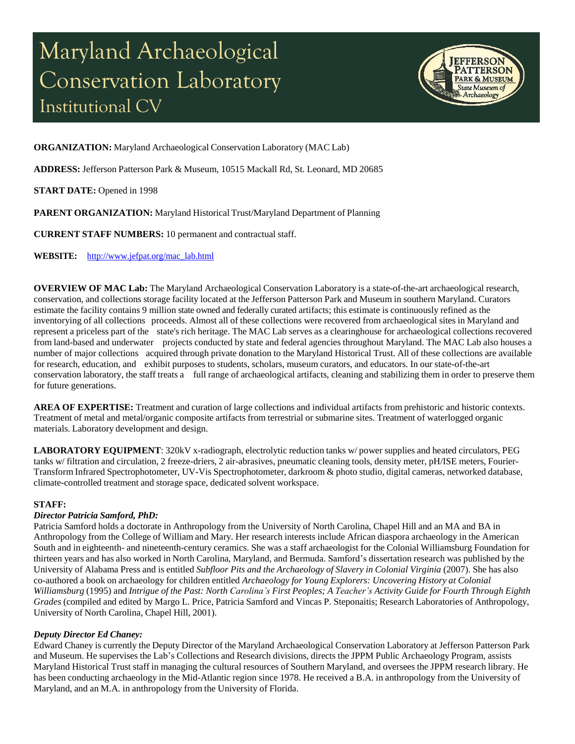# Maryland Archaeological Conservation Laboratory

## Institutional CV

**ORGANIZATION:** Maryland Archaeological Conservation Laboratory (MAC Lab)

**ADDRESS:** Jefferson Patterson Park & Museum, 10515 Mackall Rd, St. Leonard, MD 20685

**START DATE:** Opened in 1998

**PARENT ORGANIZATION:** Maryland Historical Trust/Maryland Department of Planning

**CURRENT STAFF NUMBERS:** 10 permanent and contractual staff.

**WEBSITE:** http://www.jefpat.org/mac_lab.html

**OVERVIEW OF MAC Lab:** The Maryland Archaeological Conservation Laboratory is a state-of-the-art archaeological research, conservation, and collections storage facility located at the Jefferson Patterson Park and Museum in southern Maryland. Curators estimate the facility contains 9 million state owned and federally curated artifacts; this estimate is continuously refined as the inventorying of all collections proceeds. Almost all of these collections were recovered from archaeological sites in Maryland and represent a priceless part of the state's rich heritage. The MAC Lab serves as a clearinghouse for archaeological collections recovered from land-based and underwater projects conducted by state and federal agencies throughout Maryland. The MAC Lab also houses a number of major collections acquired through private donation to the Maryland Historical Trust. All of these collections are available for research, education, and exhibit purposes to students, scholars, museum curators, and educators. In our state-of-the-art conservation laboratory, the staff treats a full range of archaeological artifacts, cleaning and stabilizing them in order to preserve them for future generations.

**AREA OF EXPERTISE:** Treatment and curation of large collections and individual artifacts from prehistoric and historic contexts. Treatment of metal and metal/organic composite artifacts from terrestrial or submarine sites. Treatment of waterlogged organic materials. Laboratory development and design.

**LABORATORY EQUIPMENT**: 320kV x-radiograph, electrolytic reduction tanks w/ power supplies and heated circulators, PEG tanks w/ filtration and circulation, 2 freeze-driers, 2 air-abrasives, pneumatic cleaning tools, density meter, pH/ISE meters, Fourier-Transform Infrared Spectrophotometer, UV-Vis Spectrophotometer, darkroom & photo studio, digital cameras, networked database, climate-controlled treatment and storage space, dedicated solvent workspace.

**STAFF:**

***Director Patricia Samford, PhD:***

Patricia Samford holds a doctorate in Anthropology from the University of North Carolina, Chapel Hill and an MA and BA in Anthropology from the College of William and Mary. Her research interests include African diaspora archaeology in the American South and in eighteenth- and nineteenth-century ceramics. She was a staff archaeologist for the Colonial Williamsburg Foundation for thirteen years and has also worked in North Carolina, Maryland, and Bermuda. Samford's dissertation research was published by the University of Alabama Press and is entitled *Subfloor Pits and the Archaeology of Slavery in Colonial Virginia* (2007). She has also co-authored a book on archaeology for children entitled *Archaeology for Young Explorers: Uncovering History at Colonial Williamsburg* (1995) and *Intrigue of the Past: North Carolina's First Peoples; A Teacher's Activity Guide for Fourth Through Eighth Grades* (compiled and edited by Margo L. Price, Patricia Samford and Vincas P. Steponaitis; Research Laboratories of Anthropology, University of North Carolina, Chapel Hill, 2001).

***Deputy Director Ed Chaney:***

Edward Chaney is currently the Deputy Director of the Maryland Archaeological Conservation Laboratory at Jefferson Patterson Park and Museum. He supervises the Lab's Collections and Research divisions, directs the JPPM Public Archaeology Program, assists Maryland Historical Trust staff in managing the cultural resources of Southern Maryland, and oversees the JPPM research library. He has been conducting archaeology in the Mid-Atlantic region since 1978. He received a B.A. in anthropology from the University of Maryland, and an M.A. in anthropology from the University of Florida.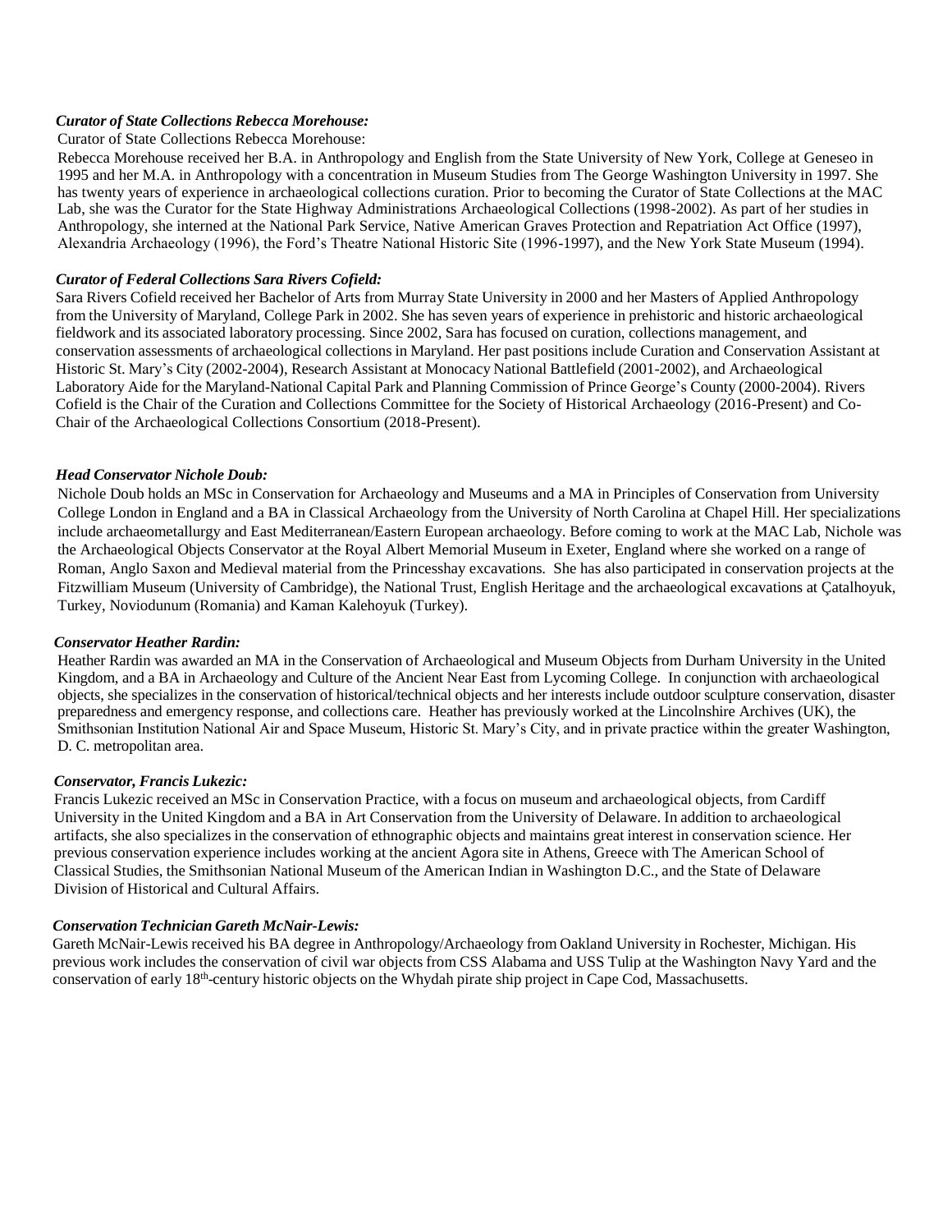*Curator of State Collections Rebecca Morehouse:*

Curator of State Collections Rebecca Morehouse:

Rebecca Morehouse received her B.A. in Anthropology and English from the State University of New York, College at Geneseo in 1995 and her M.A. in Anthropology with a concentration in Museum Studies from The George Washington University in 1997. She has twenty years of experience in archaeological collections curation. Prior to becoming the Curator of State Collections at the MAC Lab, she was the Curator for the State Highway Administrations Archaeological Collections (1998-2002). As part of her studies in Anthropology, she interned at the National Park Service, Native American Graves Protection and Repatriation Act Office (1997), Alexandria Archaeology (1996), the Ford's Theatre National Historic Site (1996-1997), and the New York State Museum (1994).

*Curator of Federal Collections Sara Rivers Cofield:*

Sara Rivers Cofield received her Bachelor of Arts from Murray State University in 2000 and her Masters of Applied Anthropology from the University of Maryland, College Park in 2002. She has seven years of experience in prehistoric and historic archaeological fieldwork and its associated laboratory processing. Since 2002, Sara has focused on curation, collections management, and conservation assessments of archaeological collections in Maryland. Her past positions include Curation and Conservation Assistant at Historic St. Mary's City (2002-2004), Research Assistant at Monocacy National Battlefield (2001-2002), and Archaeological Laboratory Aide for the Maryland-National Capital Park and Planning Commission of Prince George's County (2000-2004). Rivers Cofield is the Chair of the Curation and Collections Committee for the Society of Historical Archaeology (2016-Present) and Co-Chair of the Archaeological Collections Consortium (2018-Present).

*Head Conservator Nichole Doub:*

Nichole Doub holds an MSc in Conservation for Archaeology and Museums and a MA in Principles of Conservation from University College London in England and a BA in Classical Archaeology from the University of North Carolina at Chapel Hill. Her specializations include archaeometallurgy and East Mediterranean/Eastern European archaeology. Before coming to work at the MAC Lab, Nichole was the Archaeological Objects Conservator at the Royal Albert Memorial Museum in Exeter, England where she worked on a range of Roman, Anglo Saxon and Medieval material from the Princesshay excavations. She has also participated in conservation projects at the Fitzwilliam Museum (University of Cambridge), the National Trust, English Heritage and the archaeological excavations at Çatalhoyuk, Turkey, Noviodunum (Romania) and Kaman Kalehoyuk (Turkey).

*Conservator Heather Rardin:*

Heather Rardin was awarded an MA in the Conservation of Archaeological and Museum Objects from Durham University in the United Kingdom, and a BA in Archaeology and Culture of the Ancient Near East from Lycoming College. In conjunction with archaeological objects, she specializes in the conservation of historical/technical objects and her interests include outdoor sculpture conservation, disaster preparedness and emergency response, and collections care. Heather has previously worked at the Lincolnshire Archives (UK), the Smithsonian Institution National Air and Space Museum, Historic St. Mary's City, and in private practice within the greater Washington, D. C. metropolitan area.

*Conservator, Francis Lukezic:*

Francis Lukezic received an MSc in Conservation Practice, with a focus on museum and archaeological objects, from Cardiff University in the United Kingdom and a BA in Art Conservation from the University of Delaware. In addition to archaeological artifacts, she also specializes in the conservation of ethnographic objects and maintains great interest in conservation science. Her previous conservation experience includes working at the ancient Agora site in Athens, Greece with The American School of Classical Studies, the Smithsonian National Museum of the American Indian in Washington D.C., and the State of Delaware Division of Historical and Cultural Affairs.

*Conservation Technician Gareth McNair-Lewis:*

Gareth McNair-Lewis received his BA degree in Anthropology/Archaeology from Oakland University in Rochester, Michigan. His previous work includes the conservation of civil war objects from CSS Alabama and USS Tulip at the Washington Navy Yard and the conservation of early 18th-century historic objects on the Whydah pirate ship project in Cape Cod, Massachusetts.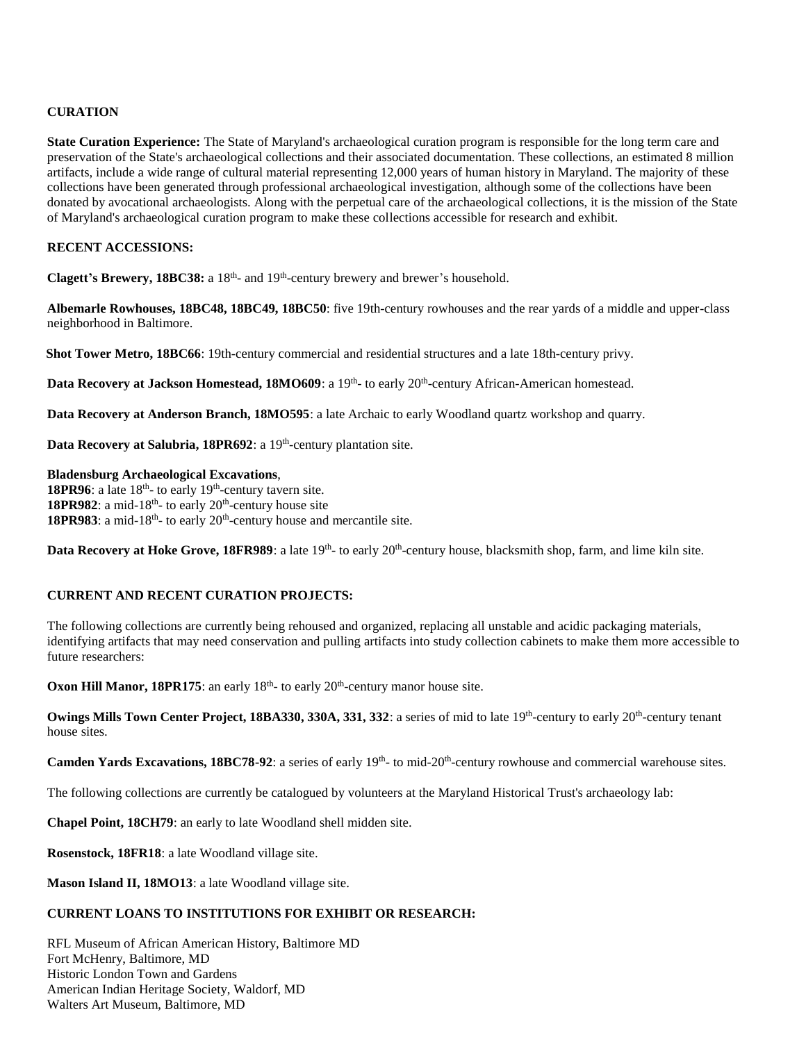## CURATION

**State Curation Experience:** The State of Maryland's archaeological curation program is responsible for the long term care and preservation of the State's archaeological collections and their associated documentation. These collections, an estimated 8 million artifacts, include a wide range of cultural material representing 12,000 years of human history in Maryland. The majority of these collections have been generated through professional archaeological investigation, although some of the collections have been donated by avocational archaeologists. Along with the perpetual care of the archaeological collections, it is the mission of the State of Maryland's archaeological curation program to make these collections accessible for research and exhibit.

## RECENT ACCESSIONS:

**Clagett's Brewery, 18BC38:** a 18th- and 19th-century brewery and brewer's household.

**Albemarle Rowhouses, 18BC48, 18BC49, 18BC50**: five 19th-century rowhouses and the rear yards of a middle and upper-class neighborhood in Baltimore.

**Shot Tower Metro, 18BC66**: 19th-century commercial and residential structures and a late 18th-century privy.

**Data Recovery at Jackson Homestead, 18MO609**: a 19th- to early 20th-century African-American homestead.

**Data Recovery at Anderson Branch, 18MO595**: a late Archaic to early Woodland quartz workshop and quarry.

**Data Recovery at Salubria, 18PR692**: a 19th-century plantation site.

**Bladensburg Archaeological Excavations**,
**18PR96**: a late 18th- to early 19th-century tavern site.
**18PR982**: a mid-18th- to early 20th-century house site
**18PR983**: a mid-18th- to early 20th-century house and mercantile site.

**Data Recovery at Hoke Grove, 18FR989**: a late 19th- to early 20th-century house, blacksmith shop, farm, and lime kiln site.

## CURRENT AND RECENT CURATION PROJECTS:

The following collections are currently being rehoused and organized, replacing all unstable and acidic packaging materials, identifying artifacts that may need conservation and pulling artifacts into study collection cabinets to make them more accessible to future researchers:

**Oxon Hill Manor, 18PR175**: an early 18th- to early 20th-century manor house site.

**Owings Mills Town Center Project, 18BA330, 330A, 331, 332**: a series of mid to late 19th-century to early 20th-century tenant house sites.

**Camden Yards Excavations, 18BC78-92**: a series of early 19th- to mid-20th-century rowhouse and commercial warehouse sites.

The following collections are currently be catalogued by volunteers at the Maryland Historical Trust's archaeology lab:

**Chapel Point, 18CH79**: an early to late Woodland shell midden site.

**Rosenstock, 18FR18**: a late Woodland village site.

**Mason Island II, 18MO13**: a late Woodland village site.

## CURRENT LOANS TO INSTITUTIONS FOR EXHIBIT OR RESEARCH:

RFL Museum of African American History, Baltimore MD
Fort McHenry, Baltimore, MD
Historic London Town and Gardens
American Indian Heritage Society, Waldorf, MD
Walters Art Museum, Baltimore, MD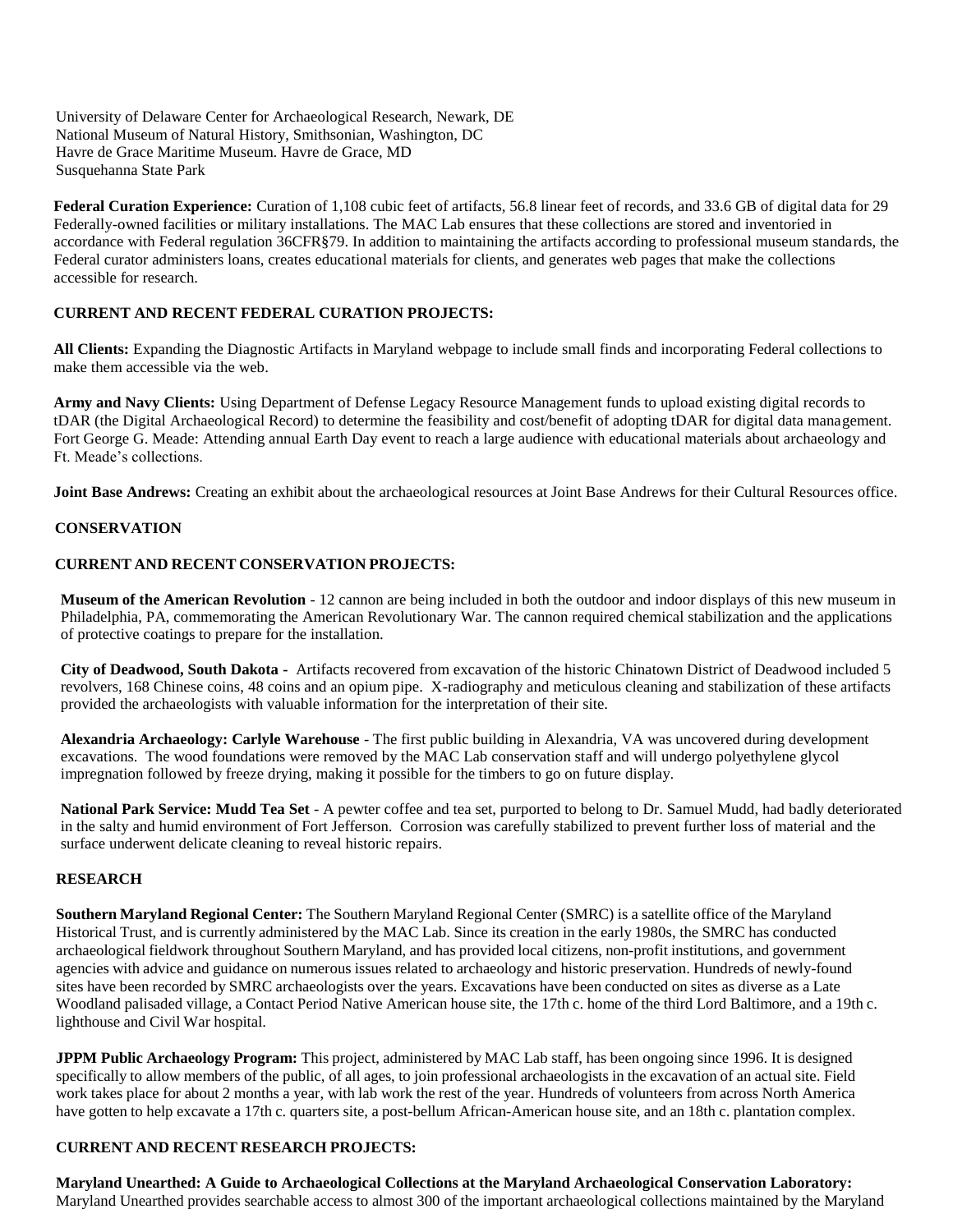University of Delaware Center for Archaeological Research, Newark, DE
National Museum of Natural History, Smithsonian, Washington, DC
Havre de Grace Maritime Museum. Havre de Grace, MD
Susquehanna State Park

**Federal Curation Experience:** Curation of 1,108 cubic feet of artifacts, 56.8 linear feet of records, and 33.6 GB of digital data for 29 Federally-owned facilities or military installations. The MAC Lab ensures that these collections are stored and inventoried in accordance with Federal regulation 36CFR§79. In addition to maintaining the artifacts according to professional museum standards, the Federal curator administers loans, creates educational materials for clients, and generates web pages that make the collections accessible for research.

**CURRENT AND RECENT FEDERAL CURATION PROJECTS:**

**All Clients:** Expanding the Diagnostic Artifacts in Maryland webpage to include small finds and incorporating Federal collections to make them accessible via the web.

**Army and Navy Clients:** Using Department of Defense Legacy Resource Management funds to upload existing digital records to tDAR (the Digital Archaeological Record) to determine the feasibility and cost/benefit of adopting tDAR for digital data management. Fort George G. Meade: Attending annual Earth Day event to reach a large audience with educational materials about archaeology and Ft. Meade's collections.

**Joint Base Andrews:** Creating an exhibit about the archaeological resources at Joint Base Andrews for their Cultural Resources office.

**CONSERVATION**

**CURRENT AND RECENT CONSERVATION PROJECTS:**

**Museum of the American Revolution** - 12 cannon are being included in both the outdoor and indoor displays of this new museum in Philadelphia, PA, commemorating the American Revolutionary War. The cannon required chemical stabilization and the applications of protective coatings to prepare for the installation.

**City of Deadwood, South Dakota -** Artifacts recovered from excavation of the historic Chinatown District of Deadwood included 5 revolvers, 168 Chinese coins, 48 coins and an opium pipe. X-radiography and meticulous cleaning and stabilization of these artifacts provided the archaeologists with valuable information for the interpretation of their site.

**Alexandria Archaeology: Carlyle Warehouse** - The first public building in Alexandria, VA was uncovered during development excavations. The wood foundations were removed by the MAC Lab conservation staff and will undergo polyethylene glycol impregnation followed by freeze drying, making it possible for the timbers to go on future display.

**National Park Service: Mudd Tea Set** - A pewter coffee and tea set, purported to belong to Dr. Samuel Mudd, had badly deteriorated in the salty and humid environment of Fort Jefferson. Corrosion was carefully stabilized to prevent further loss of material and the surface underwent delicate cleaning to reveal historic repairs.

**RESEARCH**

**Southern Maryland Regional Center:** The Southern Maryland Regional Center (SMRC) is a satellite office of the Maryland Historical Trust, and is currently administered by the MAC Lab. Since its creation in the early 1980s, the SMRC has conducted archaeological fieldwork throughout Southern Maryland, and has provided local citizens, non-profit institutions, and government agencies with advice and guidance on numerous issues related to archaeology and historic preservation. Hundreds of newly-found sites have been recorded by SMRC archaeologists over the years. Excavations have been conducted on sites as diverse as a Late Woodland palisaded village, a Contact Period Native American house site, the 17th c. home of the third Lord Baltimore, and a 19th c. lighthouse and Civil War hospital.

**JPPM Public Archaeology Program:** This project, administered by MAC Lab staff, has been ongoing since 1996. It is designed specifically to allow members of the public, of all ages, to join professional archaeologists in the excavation of an actual site. Field work takes place for about 2 months a year, with lab work the rest of the year. Hundreds of volunteers from across North America have gotten to help excavate a 17th c. quarters site, a post-bellum African-American house site, and an 18th c. plantation complex.

**CURRENT AND RECENT RESEARCH PROJECTS:**

**Maryland Unearthed: A Guide to Archaeological Collections at the Maryland Archaeological Conservation Laboratory:** Maryland Unearthed provides searchable access to almost 300 of the important archaeological collections maintained by the Maryland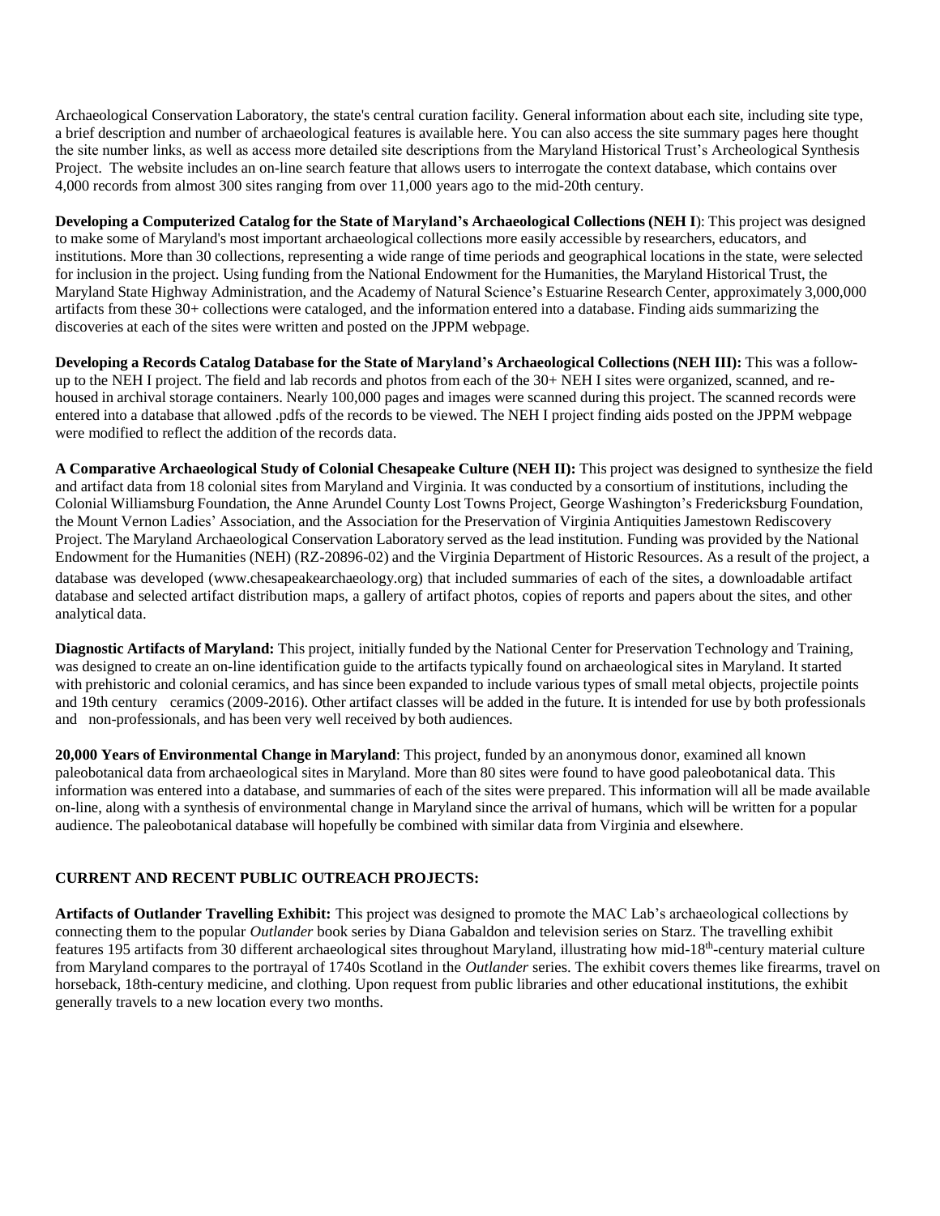Archaeological Conservation Laboratory, the state's central curation facility. General information about each site, including site type, a brief description and number of archaeological features is available here. You can also access the site summary pages here thought the site number links, as well as access more detailed site descriptions from the Maryland Historical Trust's Archeological Synthesis Project. The website includes an on-line search feature that allows users to interrogate the context database, which contains over 4,000 records from almost 300 sites ranging from over 11,000 years ago to the mid-20th century.

**Developing a Computerized Catalog for the State of Maryland's Archaeological Collections (NEH I)**: This project was designed to make some of Maryland's most important archaeological collections more easily accessible by researchers, educators, and institutions. More than 30 collections, representing a wide range of time periods and geographical locations in the state, were selected for inclusion in the project. Using funding from the National Endowment for the Humanities, the Maryland Historical Trust, the Maryland State Highway Administration, and the Academy of Natural Science's Estuarine Research Center, approximately 3,000,000 artifacts from these 30+ collections were cataloged, and the information entered into a database. Finding aids summarizing the discoveries at each of the sites were written and posted on the JPPM webpage.

**Developing a Records Catalog Database for the State of Maryland's Archaeological Collections (NEH III):** This was a follow-up to the NEH I project. The field and lab records and photos from each of the 30+ NEH I sites were organized, scanned, and re-housed in archival storage containers. Nearly 100,000 pages and images were scanned during this project. The scanned records were entered into a database that allowed .pdfs of the records to be viewed. The NEH I project finding aids posted on the JPPM webpage were modified to reflect the addition of the records data.

**A Comparative Archaeological Study of Colonial Chesapeake Culture (NEH II):** This project was designed to synthesize the field and artifact data from 18 colonial sites from Maryland and Virginia. It was conducted by a consortium of institutions, including the Colonial Williamsburg Foundation, the Anne Arundel County Lost Towns Project, George Washington's Fredericksburg Foundation, the Mount Vernon Ladies' Association, and the Association for the Preservation of Virginia Antiquities Jamestown Rediscovery Project. The Maryland Archaeological Conservation Laboratory served as the lead institution. Funding was provided by the National Endowment for the Humanities (NEH) (RZ-20896-02) and the Virginia Department of Historic Resources. As a result of the project, a database was developed (www.chesapeakearchaeology.org) that included summaries of each of the sites, a downloadable artifact database and selected artifact distribution maps, a gallery of artifact photos, copies of reports and papers about the sites, and other analytical data.

**Diagnostic Artifacts of Maryland:** This project, initially funded by the National Center for Preservation Technology and Training, was designed to create an on-line identification guide to the artifacts typically found on archaeological sites in Maryland. It started with prehistoric and colonial ceramics, and has since been expanded to include various types of small metal objects, projectile points and 19th century ceramics (2009-2016). Other artifact classes will be added in the future. It is intended for use by both professionals and non-professionals, and has been very well received by both audiences.

**20,000 Years of Environmental Change in Maryland**: This project, funded by an anonymous donor, examined all known paleobotanical data from archaeological sites in Maryland. More than 80 sites were found to have good paleobotanical data. This information was entered into a database, and summaries of each of the sites were prepared. This information will all be made available on-line, along with a synthesis of environmental change in Maryland since the arrival of humans, which will be written for a popular audience. The paleobotanical database will hopefully be combined with similar data from Virginia and elsewhere.

## CURRENT AND RECENT PUBLIC OUTREACH PROJECTS:

**Artifacts of Outlander Travelling Exhibit:** This project was designed to promote the MAC Lab's archaeological collections by connecting them to the popular *Outlander* book series by Diana Gabaldon and television series on Starz. The travelling exhibit features 195 artifacts from 30 different archaeological sites throughout Maryland, illustrating how mid-18th-century material culture from Maryland compares to the portrayal of 1740s Scotland in the *Outlander* series. The exhibit covers themes like firearms, travel on horseback, 18th-century medicine, and clothing. Upon request from public libraries and other educational institutions, the exhibit generally travels to a new location every two months.